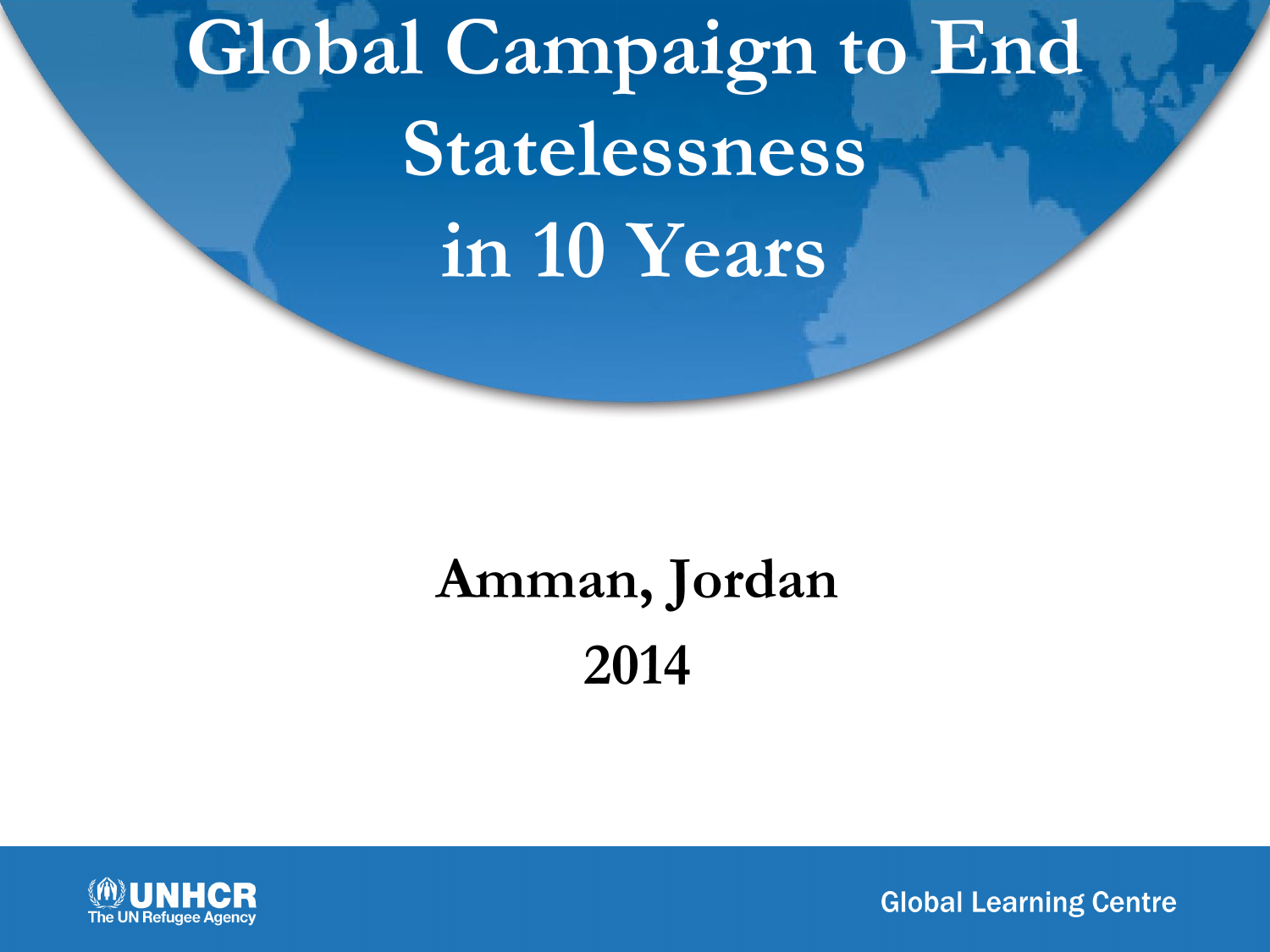# Global Campaign to End Statelessness in 10 Years

## Amman, Jordan

## 2014

UNHCR
The UN Refugee Agency

Global Learning Centre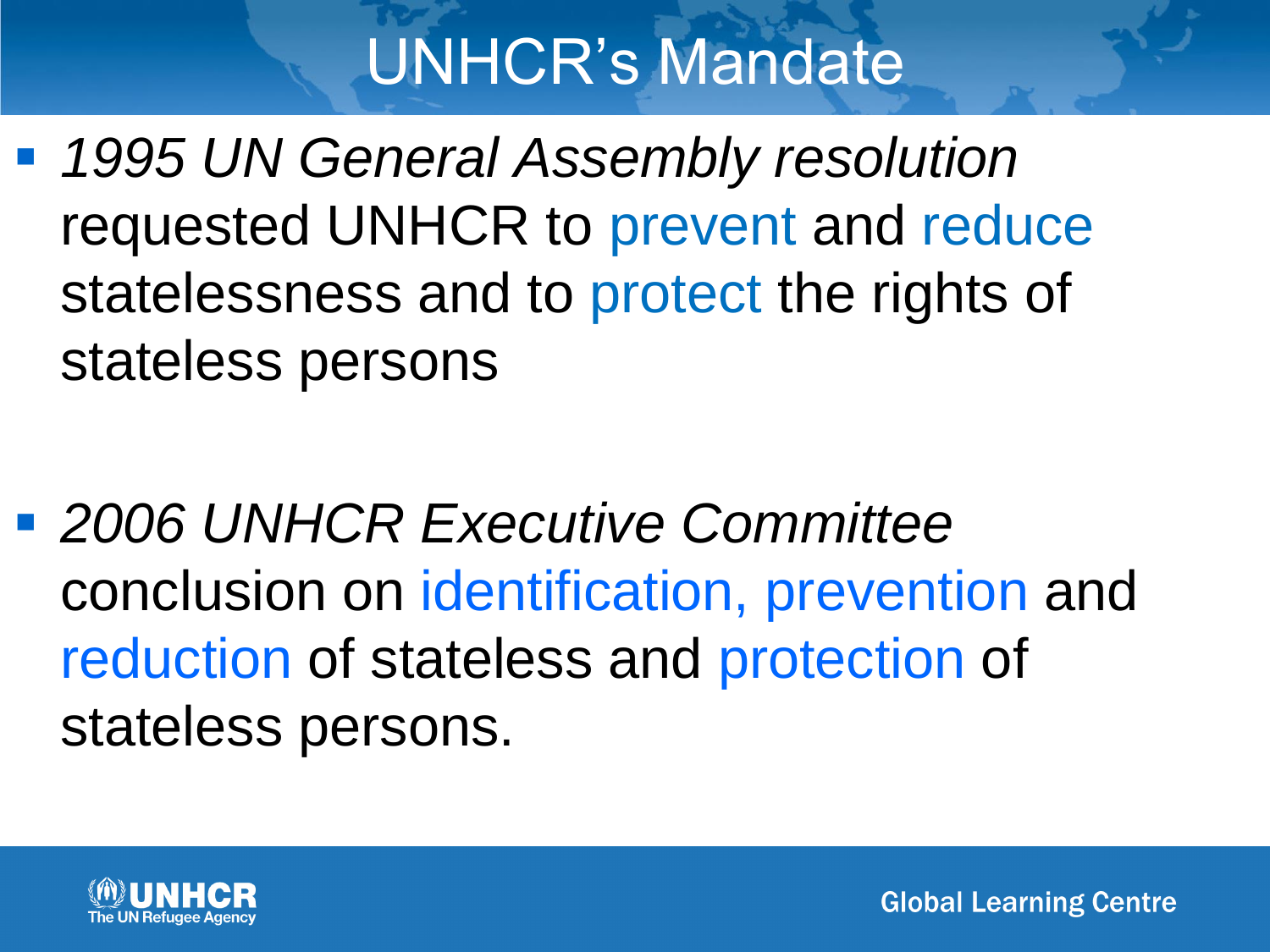# UNHCR's Mandate

- *1995 UN General Assembly resolution* requested UNHCR to prevent and reduce statelessness and to protect the rights of stateless persons

- *2006 UNHCR Executive Committee* conclusion on identification, prevention and reduction of stateless and protection of stateless persons.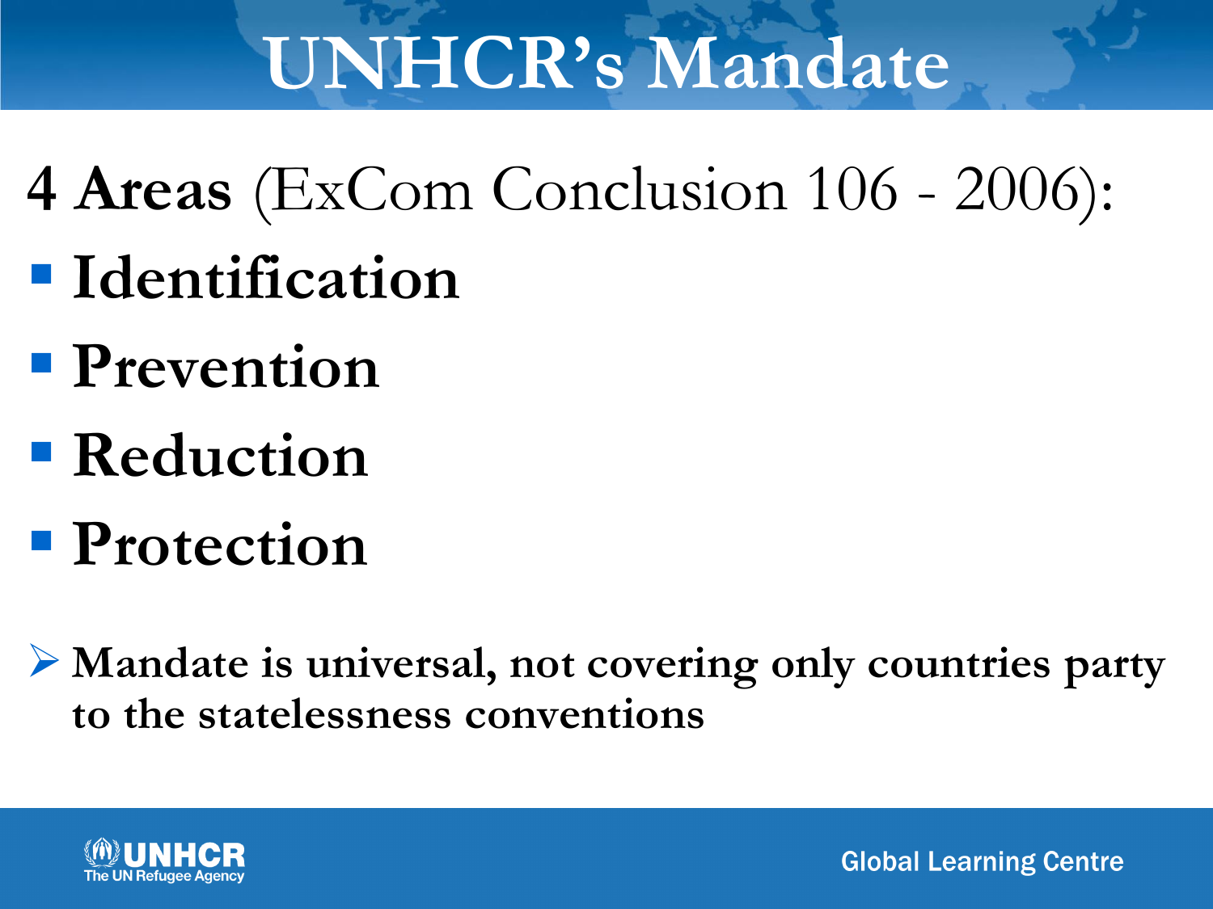# UNHCR's Mandate

**4 Areas** (ExCom Conclusion 106 - 2006):

- **Identification**
- **Prevention**
- **Reduction**
- **Protection**

- **Mandate is universal, not covering only countries party to the statelessness conventions**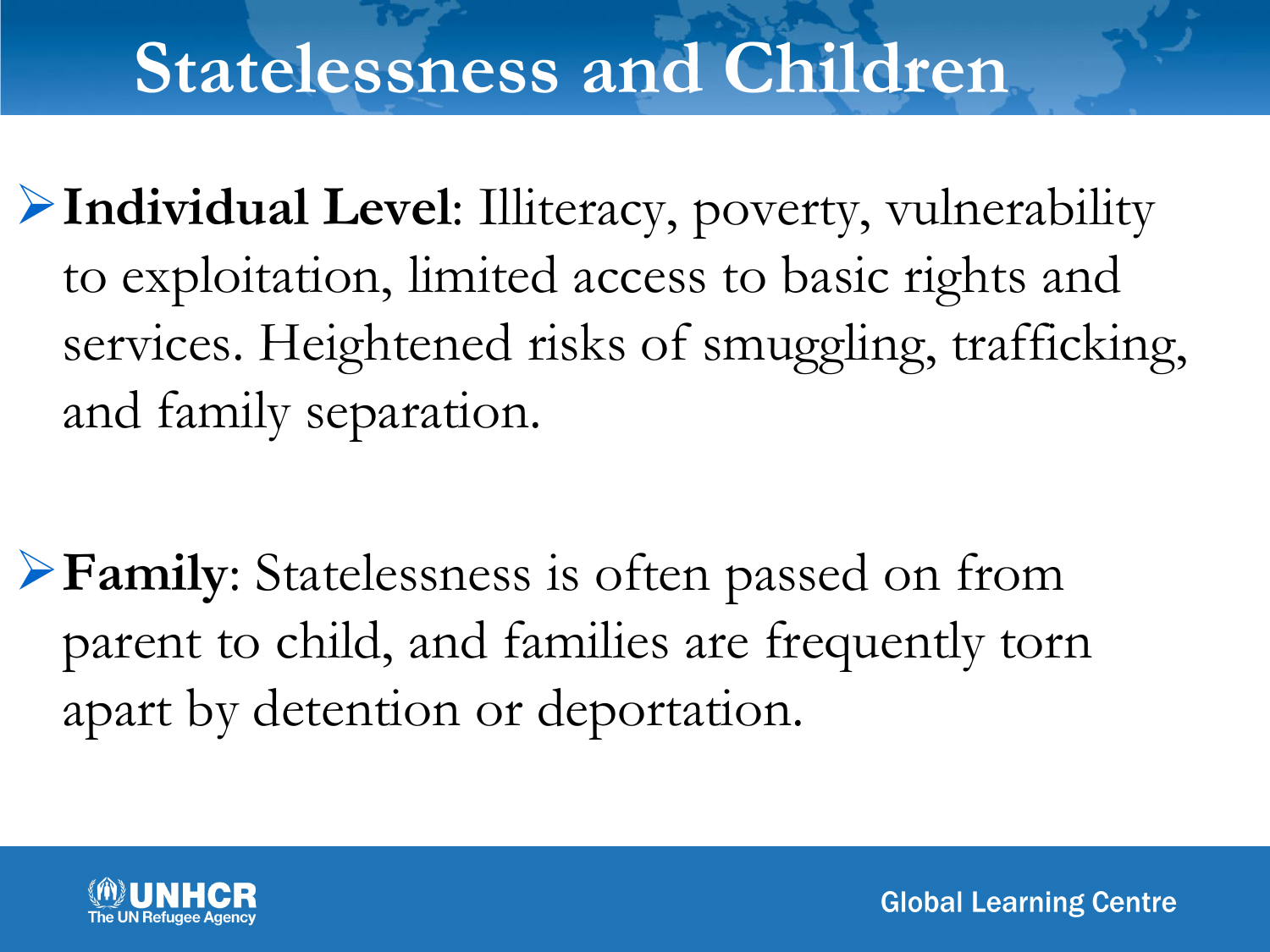# Statelessness and Children

- **Individual Level**: Illiteracy, poverty, vulnerability to exploitation, limited access to basic rights and services. Heightened risks of smuggling, trafficking, and family separation.

- **Family**: Statelessness is often passed on from parent to child, and families are frequently torn apart by detention or deportation.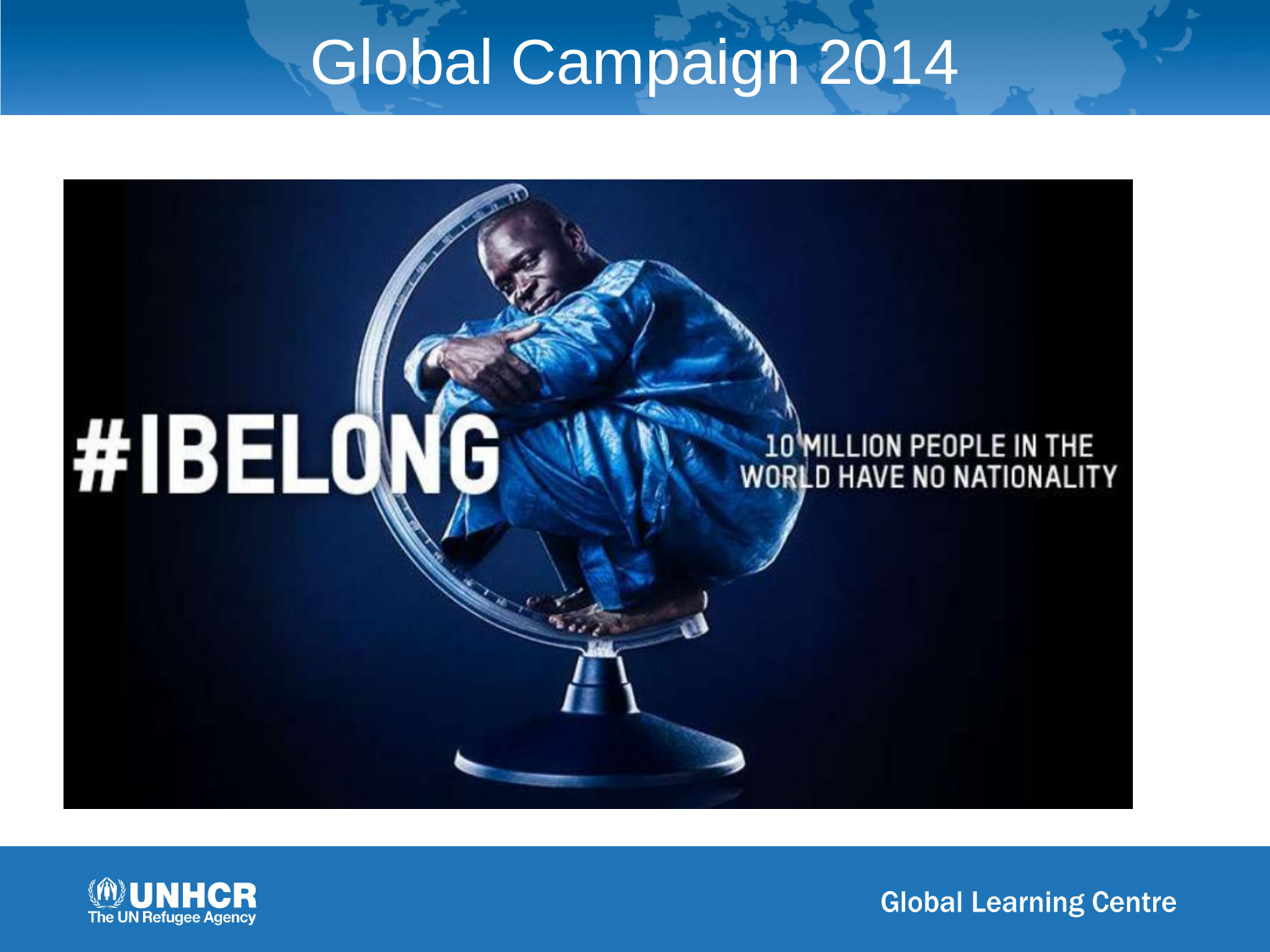# Global Campaign 2014

#IBELONG

10 MILLION PEOPLE IN THE WORLD HAVE NO NATIONALITY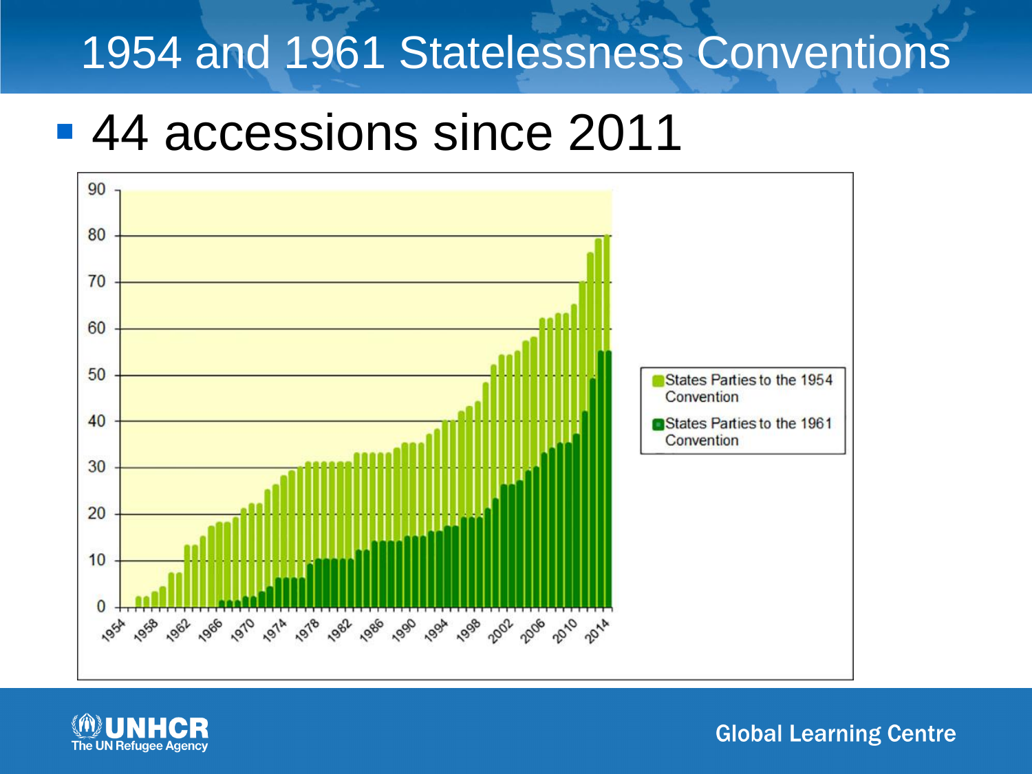# 1954 and 1961 Statelessness Conventions

- 44 accessions since 2011

States Parties to the 1954 Convention

States Parties to the 1961 Convention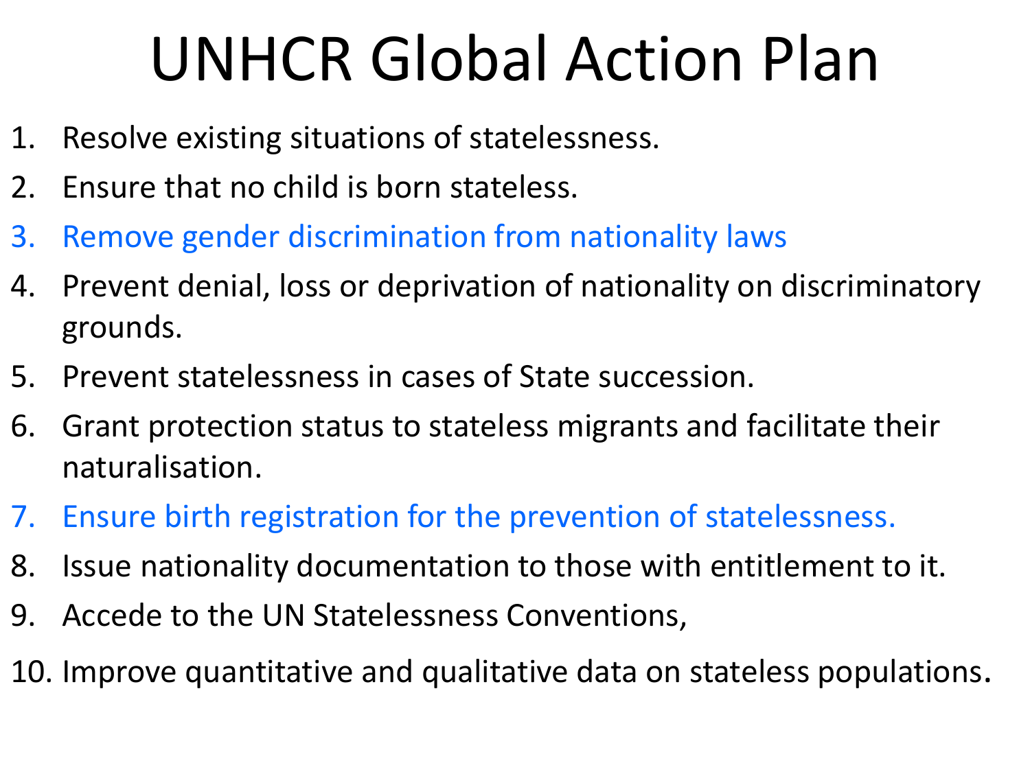# UNHCR Global Action Plan

1. Resolve existing situations of statelessness.
2. Ensure that no child is born stateless.
3. Remove gender discrimination from nationality laws
4. Prevent denial, loss or deprivation of nationality on discriminatory grounds.
5. Prevent statelessness in cases of State succession.
6. Grant protection status to stateless migrants and facilitate their naturalisation.
7. Ensure birth registration for the prevention of statelessness.
8. Issue nationality documentation to those with entitlement to it.
9. Accede to the UN Statelessness Conventions,
10. Improve quantitative and qualitative data on stateless populations.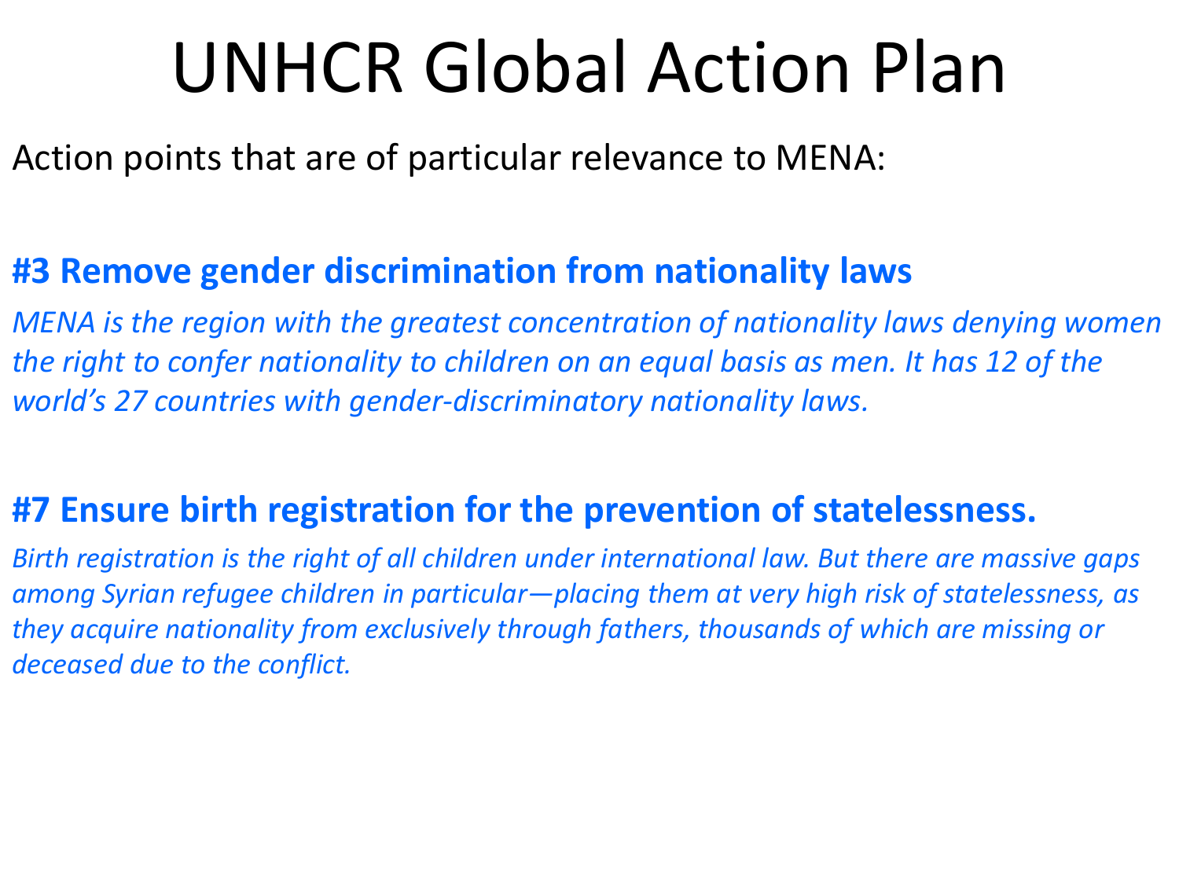# UNHCR Global Action Plan

Action points that are of particular relevance to MENA:

### #3 Remove gender discrimination from nationality laws

*MENA is the region with the greatest concentration of nationality laws denying women the right to confer nationality to children on an equal basis as men. It has 12 of the world's 27 countries with gender-discriminatory nationality laws.*

### #7 Ensure birth registration for the prevention of statelessness.

*Birth registration is the right of all children under international law. But there are massive gaps among Syrian refugee children in particular—placing them at very high risk of statelessness, as they acquire nationality from exclusively through fathers, thousands of which are missing or deceased due to the conflict.*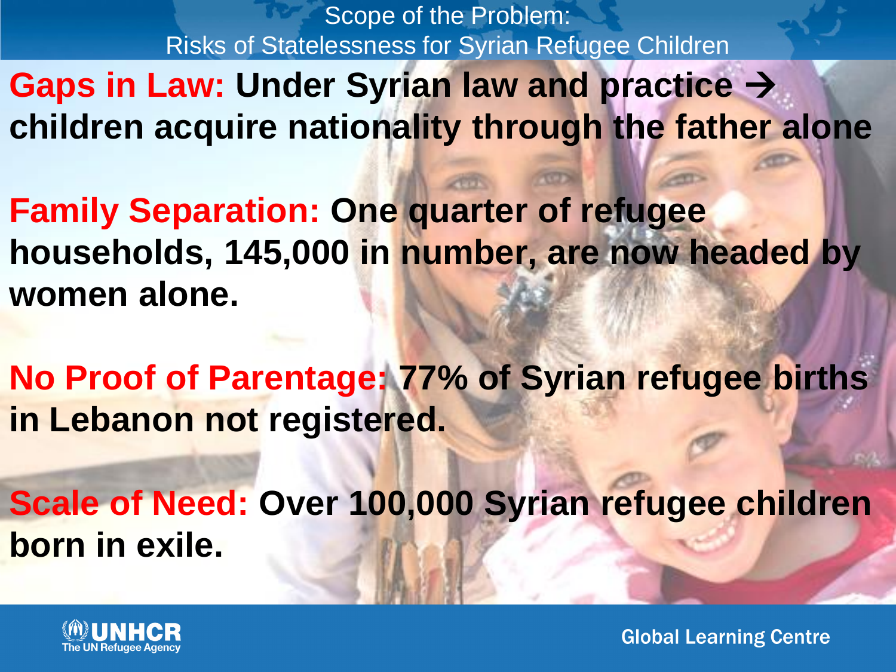## Scope of the Problem: Risks of Statelessness for Syrian Refugee Children

**Gaps in Law:** **Under Syrian law and practice → children acquire nationality through the father alone**

**Family Separation:** **One quarter of refugee households, 145,000 in number, are now headed by women alone.**

**No Proof of Parentage:** **77% of Syrian refugee births in Lebanon not registered.**

**Scale of Need:** **Over 100,000 Syrian refugee children born in exile.**

UNHCR The UN Refugee Agency

Global Learning Centre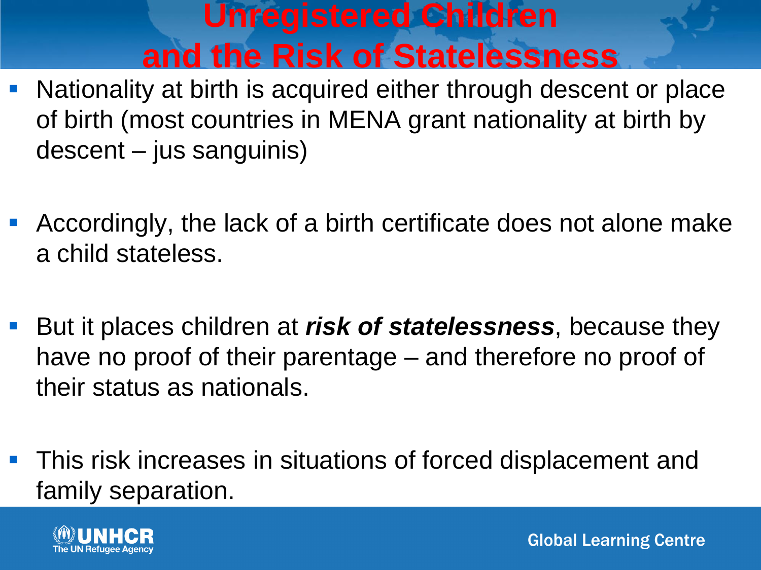# Unregistered Children and the Risk of Statelessness

- Nationality at birth is acquired either through descent or place of birth (most countries in MENA grant nationality at birth by descent – jus sanguinis)
- Accordingly, the lack of a birth certificate does not alone make a child stateless.
- But it places children at ***risk of statelessness***, because they have no proof of their parentage – and therefore no proof of their status as nationals.
- This risk increases in situations of forced displacement and family separation.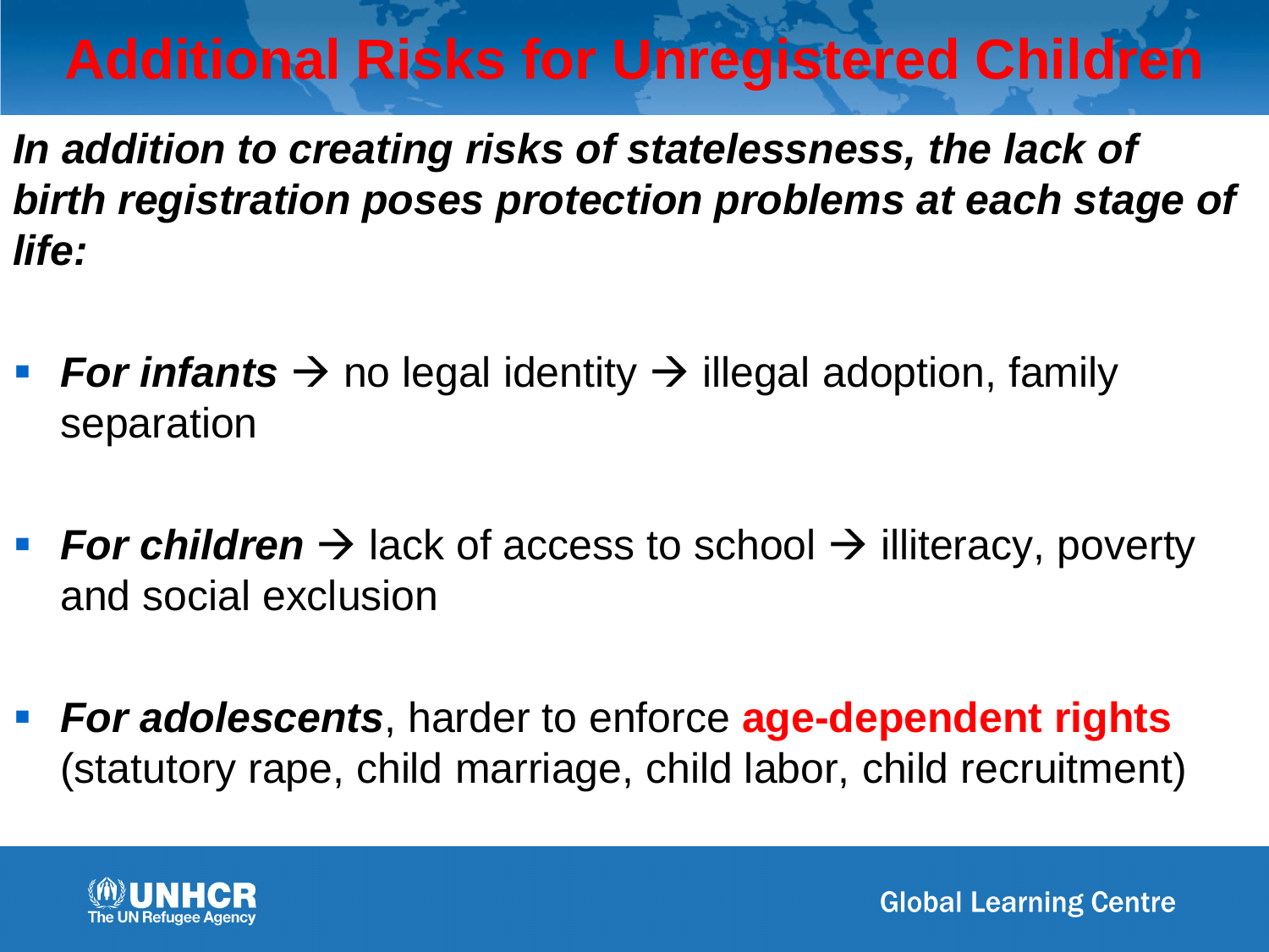# Additional Risks for Unregistered Children

***In addition to creating risks of statelessness, the lack of birth registration poses protection problems at each stage of life:***

- ***For infants*** → no legal identity → illegal adoption, family separation
- ***For children*** → lack of access to school → illiteracy, poverty and social exclusion
- ***For adolescents***, harder to enforce **age-dependent rights** (statutory rape, child marriage, child labor, child recruitment)